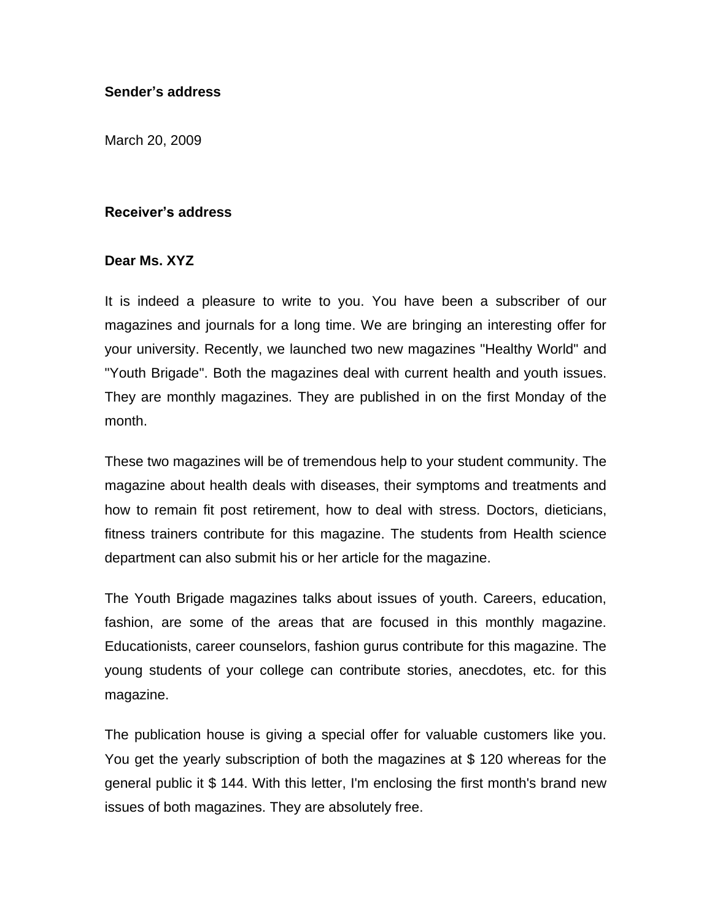**Sender's address**

March 20, 2009

**Receiver's address**

**Dear Ms. XYZ**

It is indeed a pleasure to write to you. You have been a subscriber of our magazines and journals for a long time. We are bringing an interesting offer for your university. Recently, we launched two new magazines "Healthy World" and "Youth Brigade". Both the magazines deal with current health and youth issues. They are monthly magazines. They are published in on the first Monday of the month.

These two magazines will be of tremendous help to your student community. The magazine about health deals with diseases, their symptoms and treatments and how to remain fit post retirement, how to deal with stress. Doctors, dieticians, fitness trainers contribute for this magazine. The students from Health science department can also submit his or her article for the magazine.

The Youth Brigade magazines talks about issues of youth. Careers, education, fashion, are some of the areas that are focused in this monthly magazine. Educationists, career counselors, fashion gurus contribute for this magazine. The young students of your college can contribute stories, anecdotes, etc. for this magazine.

The publication house is giving a special offer for valuable customers like you. You get the yearly subscription of both the magazines at $ 120 whereas for the general public it $ 144. With this letter, I'm enclosing the first month's brand new issues of both magazines. They are absolutely free.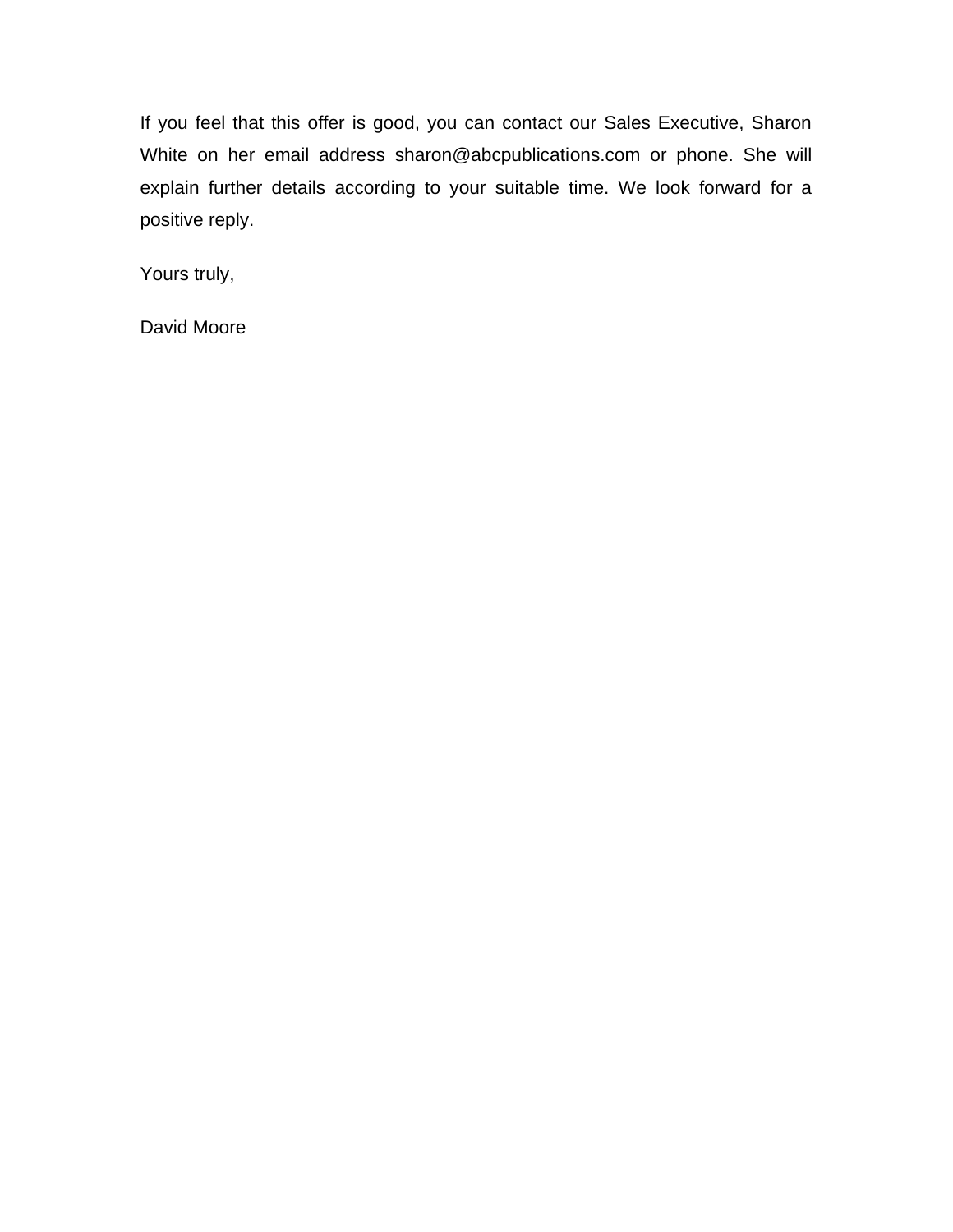If you feel that this offer is good, you can contact our Sales Executive, Sharon White on her email address sharon@abcpublications.com or phone. She will explain further details according to your suitable time. We look forward for a positive reply.

Yours truly,

David Moore